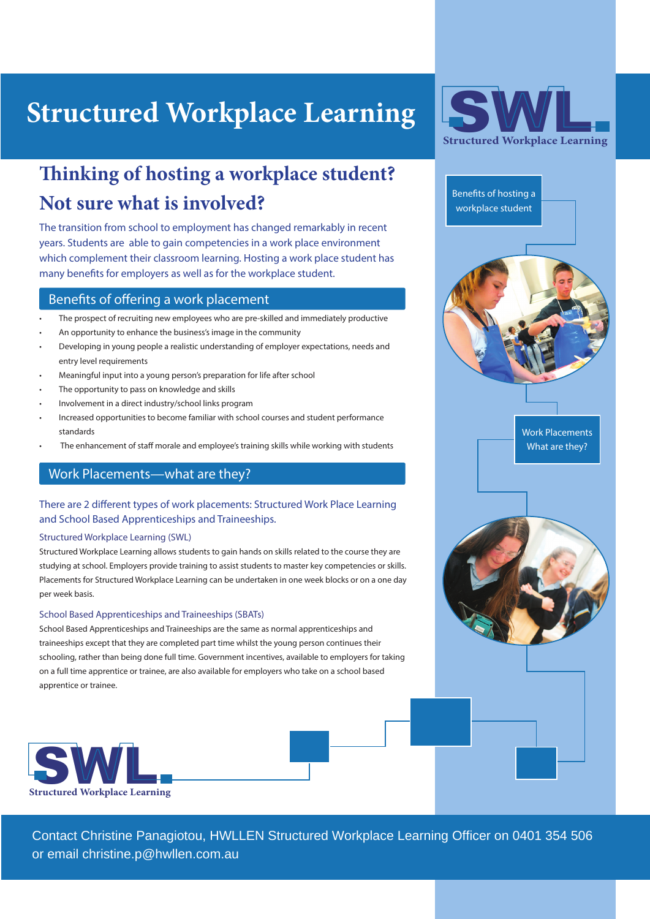# Structured Workplace Learning

SWL
Structured Workplace Learning

## Thinking of hosting a workplace student?

## Not sure what is involved?

The transition from school to employment has changed remarkably in recent years. Students are able to gain competencies in a work place environment which complement their classroom learning. Hosting a work place student has many benefits for employers as well as for the workplace student.

Benefits of hosting a workplace student

### Benefits of offering a work placement

- The prospect of recruiting new employees who are pre-skilled and immediately productive
- An opportunity to enhance the business's image in the community
- Developing in young people a realistic understanding of employer expectations, needs and entry level requirements
- Meaningful input into a young person's preparation for life after school
- The opportunity to pass on knowledge and skills
- Involvement in a direct industry/school links program
- Increased opportunities to become familiar with school courses and student performance standards
- The enhancement of staff morale and employee's training skills while working with students

Work Placements What are they?

### Work Placements—what are they?

There are 2 different types of work placements: Structured Work Place Learning and School Based Apprenticeships and Traineeships.

#### Structured Workplace Learning (SWL)

Structured Workplace Learning allows students to gain hands on skills related to the course they are studying at school. Employers provide training to assist students to master key competencies or skills. Placements for Structured Workplace Learning can be undertaken in one week blocks or on a one day per week basis.

#### School Based Apprenticeships and Traineeships (SBATs)

School Based Apprenticeships and Traineeships are the same as normal apprenticeships and traineeships except that they are completed part time whilst the young person continues their schooling, rather than being done full time. Government incentives, available to employers for taking on a full time apprentice or trainee, are also available for employers who take on a school based apprentice or trainee.

SWL
Structured Workplace Learning

Contact Christine Panagiotou, HWLLEN Structured Workplace Learning Officer on 0401 354 506 or email christine.p@hwllen.com.au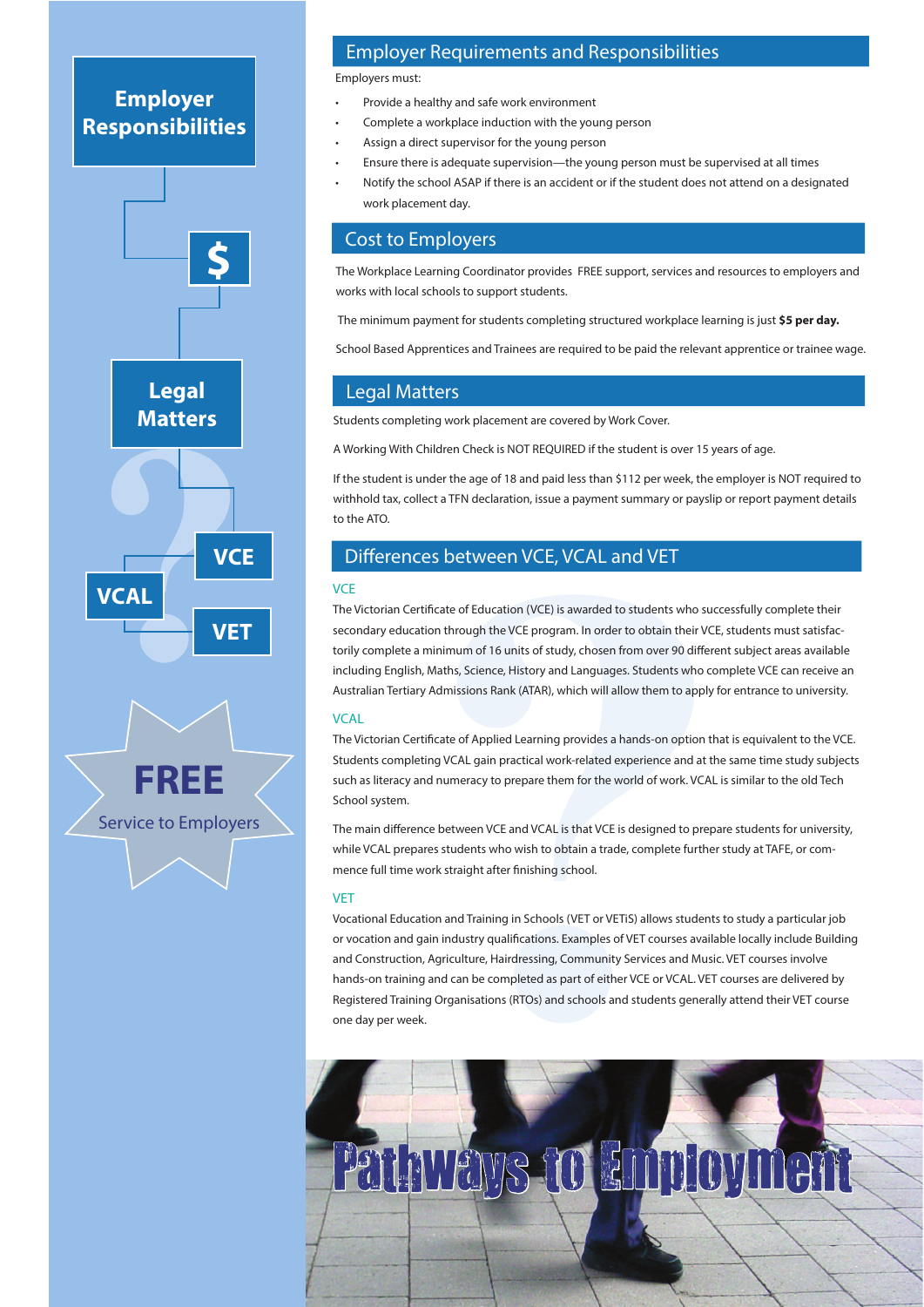Employer Responsibilities

$

Legal Matters

VCE

VCAL

VET

FREE

Service to Employers

## Employer Requirements and Responsibilities

Employers must:

- Provide a healthy and safe work environment
- Complete a workplace induction with the young person
- Assign a direct supervisor for the young person
- Ensure there is adequate supervision—the young person must be supervised at all times
- Notify the school ASAP if there is an accident or if the student does not attend on a designated work placement day.

## Cost to Employers

The Workplace Learning Coordinator provides FREE support, services and resources to employers and works with local schools to support students.

The minimum payment for students completing structured workplace learning is just **$5 per day.**

School Based Apprentices and Trainees are required to be paid the relevant apprentice or trainee wage.

## Legal Matters

Students completing work placement are covered by Work Cover.

A Working With Children Check is NOT REQUIRED if the student is over 15 years of age.

If the student is under the age of 18 and paid less than $112 per week, the employer is NOT required to withhold tax, collect a TFN declaration, issue a payment summary or payslip or report payment details to the ATO.

## Differences between VCE, VCAL and VET

### VCE

The Victorian Certificate of Education (VCE) is awarded to students who successfully complete their secondary education through the VCE program. In order to obtain their VCE, students must satisfactorily complete a minimum of 16 units of study, chosen from over 90 different subject areas available including English, Maths, Science, History and Languages. Students who complete VCE can receive an Australian Tertiary Admissions Rank (ATAR), which will allow them to apply for entrance to university.

### VCAL

The Victorian Certificate of Applied Learning provides a hands-on option that is equivalent to the VCE. Students completing VCAL gain practical work-related experience and at the same time study subjects such as literacy and numeracy to prepare them for the world of work. VCAL is similar to the old Tech School system.

The main difference between VCE and VCAL is that VCE is designed to prepare students for university, while VCAL prepares students who wish to obtain a trade, complete further study at TAFE, or commence full time work straight after finishing school.

### VET

Vocational Education and Training in Schools (VET or VETiS) allows students to study a particular job or vocation and gain industry qualifications. Examples of VET courses available locally include Building and Construction, Agriculture, Hairdressing, Community Services and Music. VET courses involve hands-on training and can be completed as part of either VCE or VCAL. VET courses are delivered by Registered Training Organisations (RTOs) and schools and students generally attend their VET course one day per week.

Pathways to Employment